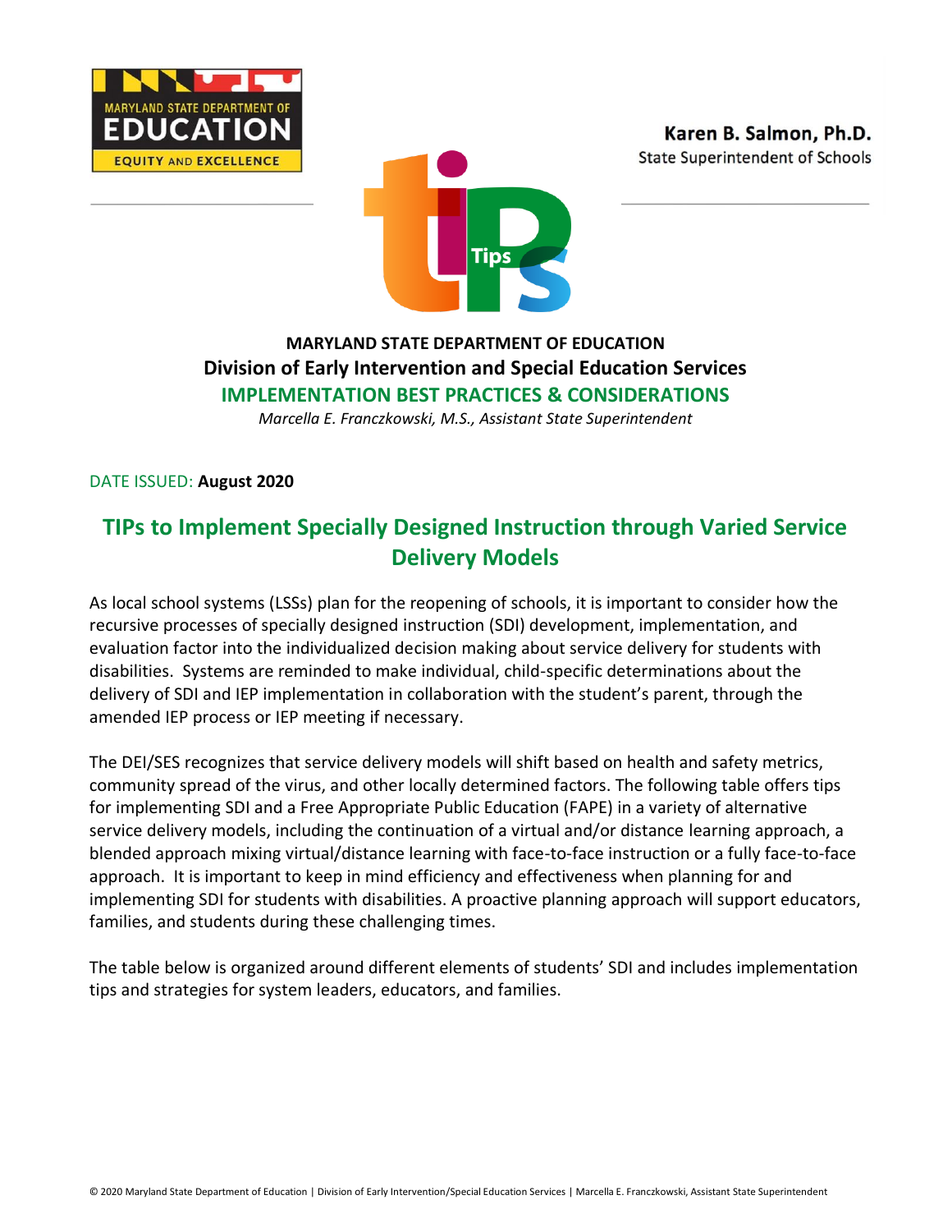MARYLAND STATE DEPARTMENT OF EDUCATION

EQUITY AND EXCELLENCE

**Karen B. Salmon, Ph.D.**
State Superintendent of Schools

**MARYLAND STATE DEPARTMENT OF EDUCATION**

**Division of Early Intervention and Special Education Services**

**IMPLEMENTATION BEST PRACTICES & CONSIDERATIONS**

*Marcella E. Franczkowski, M.S., Assistant State Superintendent*

DATE ISSUED: **August 2020**

# TIPs to Implement Specially Designed Instruction through Varied Service Delivery Models

As local school systems (LSSs) plan for the reopening of schools, it is important to consider how the recursive processes of specially designed instruction (SDI) development, implementation, and evaluation factor into the individualized decision making about service delivery for students with disabilities. Systems are reminded to make individual, child-specific determinations about the delivery of SDI and IEP implementation in collaboration with the student's parent, through the amended IEP process or IEP meeting if necessary.

The DEI/SES recognizes that service delivery models will shift based on health and safety metrics, community spread of the virus, and other locally determined factors. The following table offers tips for implementing SDI and a Free Appropriate Public Education (FAPE) in a variety of alternative service delivery models, including the continuation of a virtual and/or distance learning approach, a blended approach mixing virtual/distance learning with face-to-face instruction or a fully face-to-face approach. It is important to keep in mind efficiency and effectiveness when planning for and implementing SDI for students with disabilities. A proactive planning approach will support educators, families, and students during these challenging times.

The table below is organized around different elements of students' SDI and includes implementation tips and strategies for system leaders, educators, and families.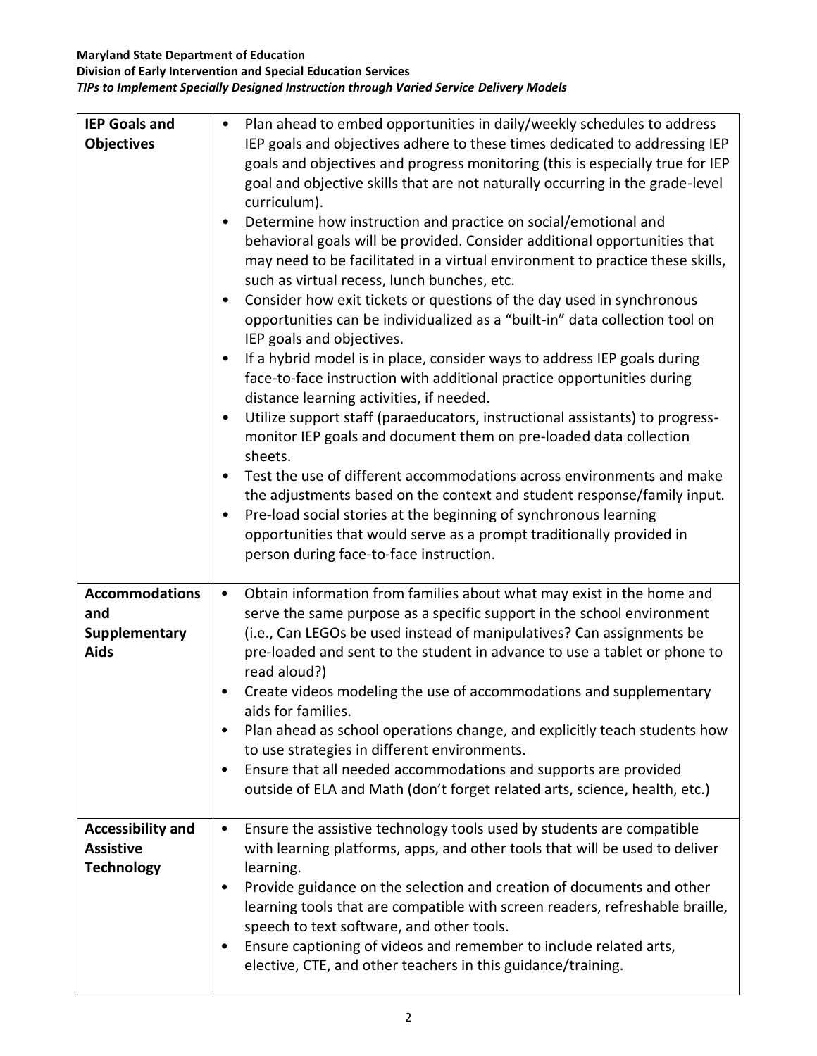| **IEP Goals and Objectives** | <ul><li>Plan ahead to embed opportunities in daily/weekly schedules to address IEP goals and objectives adhere to these times dedicated to addressing IEP goals and objectives and progress monitoring (this is especially true for IEP goal and objective skills that are not naturally occurring in the grade-level curriculum).</li><li>Determine how instruction and practice on social/emotional and behavioral goals will be provided. Consider additional opportunities that may need to be facilitated in a virtual environment to practice these skills, such as virtual recess, lunch bunches, etc.</li><li>Consider how exit tickets or questions of the day used in synchronous opportunities can be individualized as a "built-in" data collection tool on IEP goals and objectives.</li><li>If a hybrid model is in place, consider ways to address IEP goals during face-to-face instruction with additional practice opportunities during distance learning activities, if needed.</li><li>Utilize support staff (paraeducators, instructional assistants) to progress-monitor IEP goals and document them on pre-loaded data collection sheets.</li><li>Test the use of different accommodations across environments and make the adjustments based on the context and student response/family input.</li><li>Pre-load social stories at the beginning of synchronous learning opportunities that would serve as a prompt traditionally provided in person during face-to-face instruction.</li></ul> |
|---|---|
| **Accommodations and Supplementary Aids** | <ul><li>Obtain information from families about what may exist in the home and serve the same purpose as a specific support in the school environment (i.e., Can LEGOs be used instead of manipulatives? Can assignments be pre-loaded and sent to the student in advance to use a tablet or phone to read aloud?)</li><li>Create videos modeling the use of accommodations and supplementary aids for families.</li><li>Plan ahead as school operations change, and explicitly teach students how to use strategies in different environments.</li><li>Ensure that all needed accommodations and supports are provided outside of ELA and Math (don't forget related arts, science, health, etc.)</li></ul> |
| **Accessibility and Assistive Technology** | <ul><li>Ensure the assistive technology tools used by students are compatible with learning platforms, apps, and other tools that will be used to deliver learning.</li><li>Provide guidance on the selection and creation of documents and other learning tools that are compatible with screen readers, refreshable braille, speech to text software, and other tools.</li><li>Ensure captioning of videos and remember to include related arts, elective, CTE, and other teachers in this guidance/training.</li></ul> |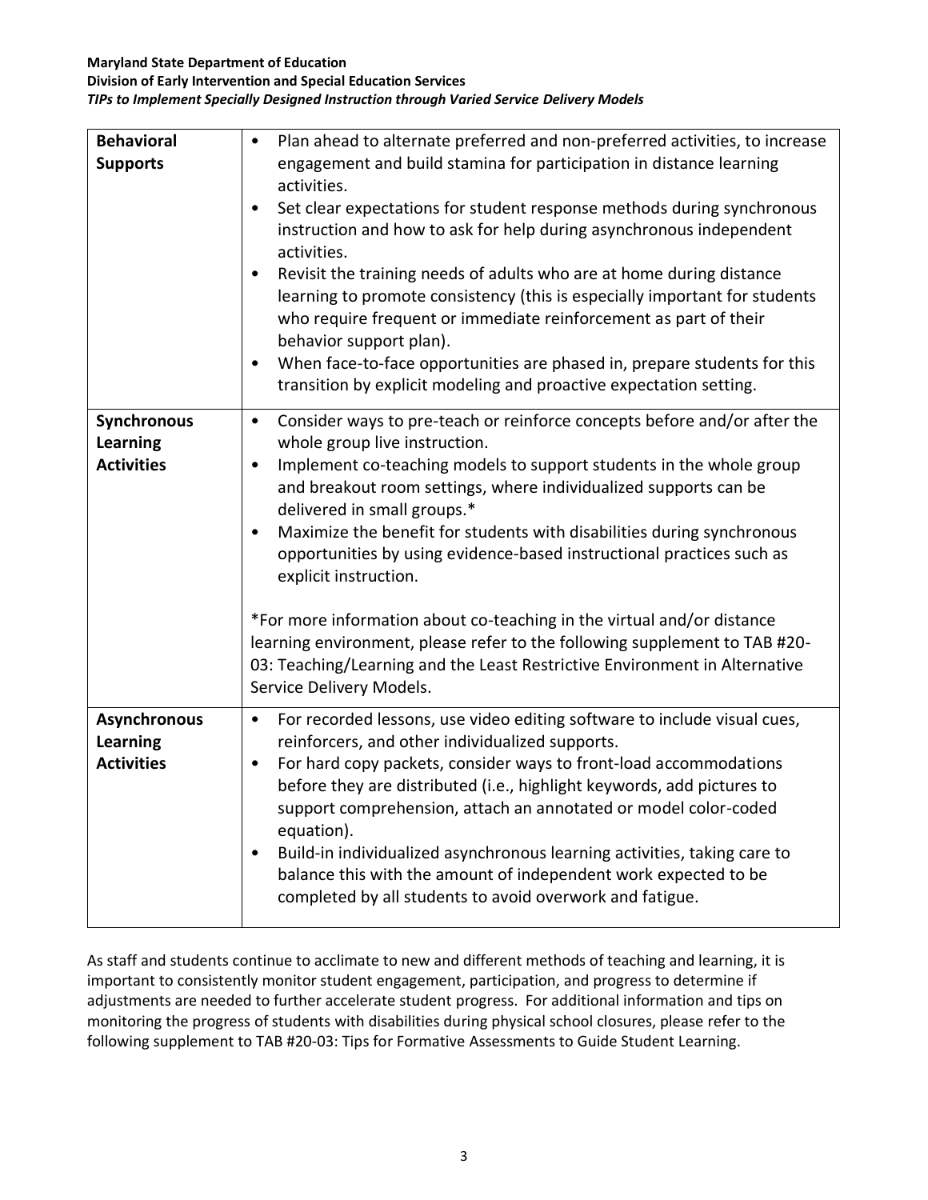| | |
|---|---|
| **Behavioral Supports** | • Plan ahead to alternate preferred and non-preferred activities, to increase engagement and build stamina for participation in distance learning activities.<br>• Set clear expectations for student response methods during synchronous instruction and how to ask for help during asynchronous independent activities.<br>• Revisit the training needs of adults who are at home during distance learning to promote consistency (this is especially important for students who require frequent or immediate reinforcement as part of their behavior support plan).<br>• When face-to-face opportunities are phased in, prepare students for this transition by explicit modeling and proactive expectation setting. |
| **Synchronous Learning Activities** | • Consider ways to pre-teach or reinforce concepts before and/or after the whole group live instruction.<br>• Implement co-teaching models to support students in the whole group and breakout room settings, where individualized supports can be delivered in small groups.*<br>• Maximize the benefit for students with disabilities during synchronous opportunities by using evidence-based instructional practices such as explicit instruction.<br><br>*For more information about co-teaching in the virtual and/or distance learning environment, please refer to the following supplement to TAB #20-03: Teaching/Learning and the Least Restrictive Environment in Alternative Service Delivery Models. |
| **Asynchronous Learning Activities** | • For recorded lessons, use video editing software to include visual cues, reinforcers, and other individualized supports.<br>• For hard copy packets, consider ways to front-load accommodations before they are distributed (i.e., highlight keywords, add pictures to support comprehension, attach an annotated or model color-coded equation).<br>• Build-in individualized asynchronous learning activities, taking care to balance this with the amount of independent work expected to be completed by all students to avoid overwork and fatigue. |

As staff and students continue to acclimate to new and different methods of teaching and learning, it is important to consistently monitor student engagement, participation, and progress to determine if adjustments are needed to further accelerate student progress. For additional information and tips on monitoring the progress of students with disabilities during physical school closures, please refer to the following supplement to TAB #20-03: Tips for Formative Assessments to Guide Student Learning.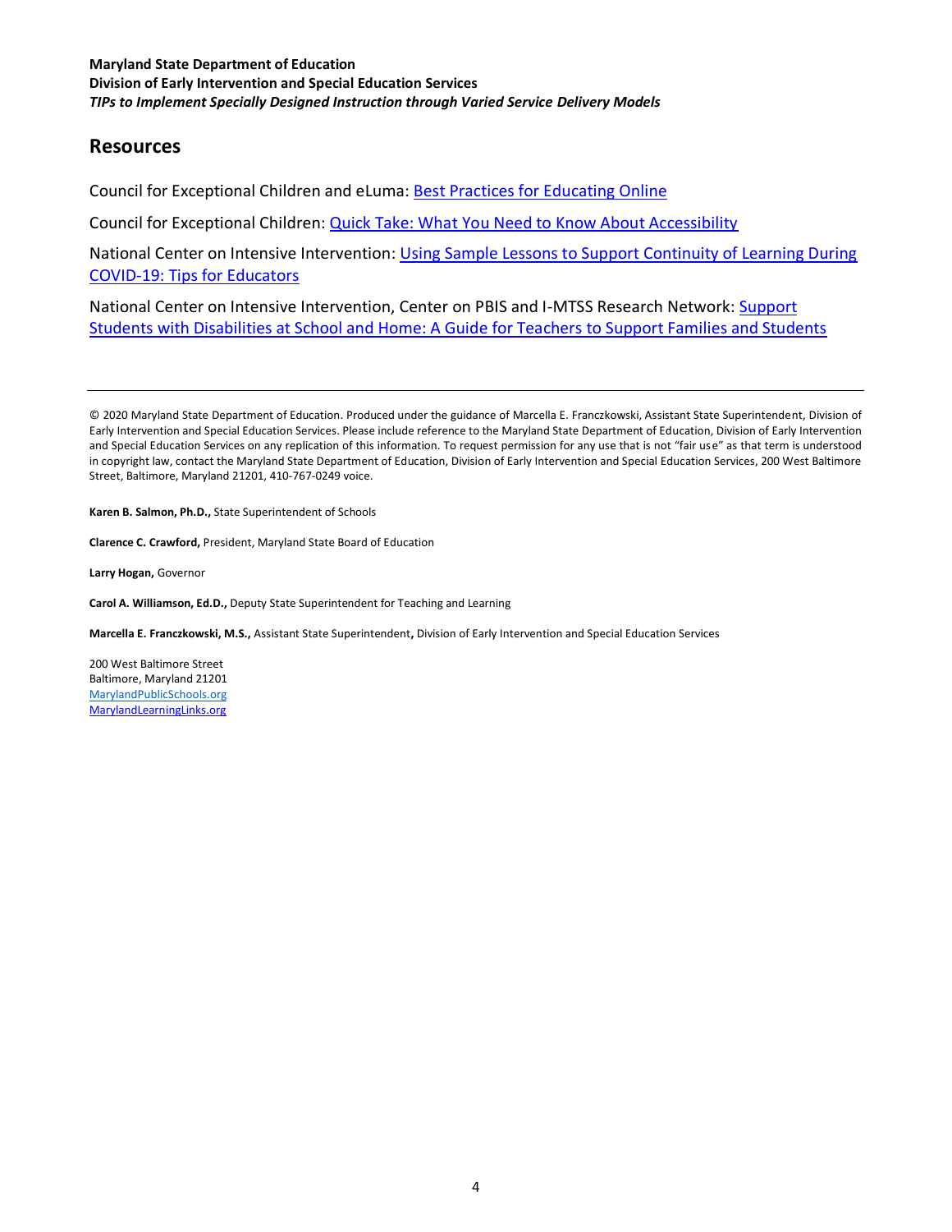## Resources

Council for Exceptional Children and eLuma: Best Practices for Educating Online

Council for Exceptional Children: Quick Take: What You Need to Know About Accessibility

National Center on Intensive Intervention: Using Sample Lessons to Support Continuity of Learning During COVID-19: Tips for Educators

National Center on Intensive Intervention, Center on PBIS and I-MTSS Research Network: Support Students with Disabilities at School and Home: A Guide for Teachers to Support Families and Students

---

© 2020 Maryland State Department of Education. Produced under the guidance of Marcella E. Franczkowski, Assistant State Superintendent, Division of Early Intervention and Special Education Services. Please include reference to the Maryland State Department of Education, Division of Early Intervention and Special Education Services on any replication of this information. To request permission for any use that is not "fair use" as that term is understood in copyright law, contact the Maryland State Department of Education, Division of Early Intervention and Special Education Services, 200 West Baltimore Street, Baltimore, Maryland 21201, 410-767-0249 voice.

**Karen B. Salmon, Ph.D.,** State Superintendent of Schools

**Clarence C. Crawford,** President, Maryland State Board of Education

**Larry Hogan,** Governor

**Carol A. Williamson, Ed.D.,** Deputy State Superintendent for Teaching and Learning

**Marcella E. Franczkowski, M.S.,** Assistant State Superintendent**,** Division of Early Intervention and Special Education Services

200 West Baltimore Street
Baltimore, Maryland 21201
MarylandPublicSchools.org
MarylandLearningLinks.org